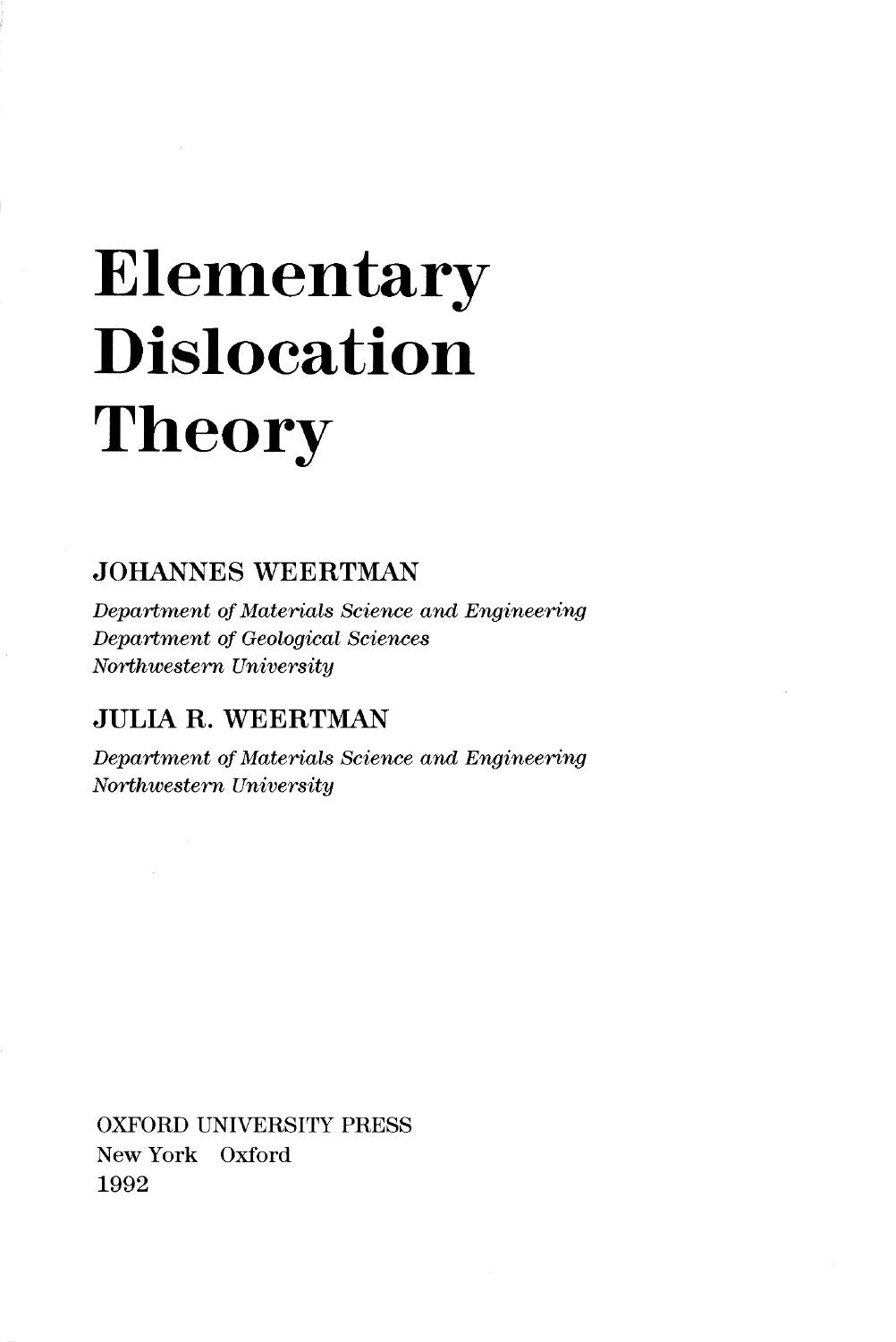# Elementary Dislocation Theory

JOHANNES WEERTMAN

*Department of Materials Science and Engineering*
*Department of Geological Sciences*
*Northwestern University*

JULIA R. WEERTMAN

*Department of Materials Science and Engineering*
*Northwestern University*

OXFORD UNIVERSITY PRESS
New York Oxford
1992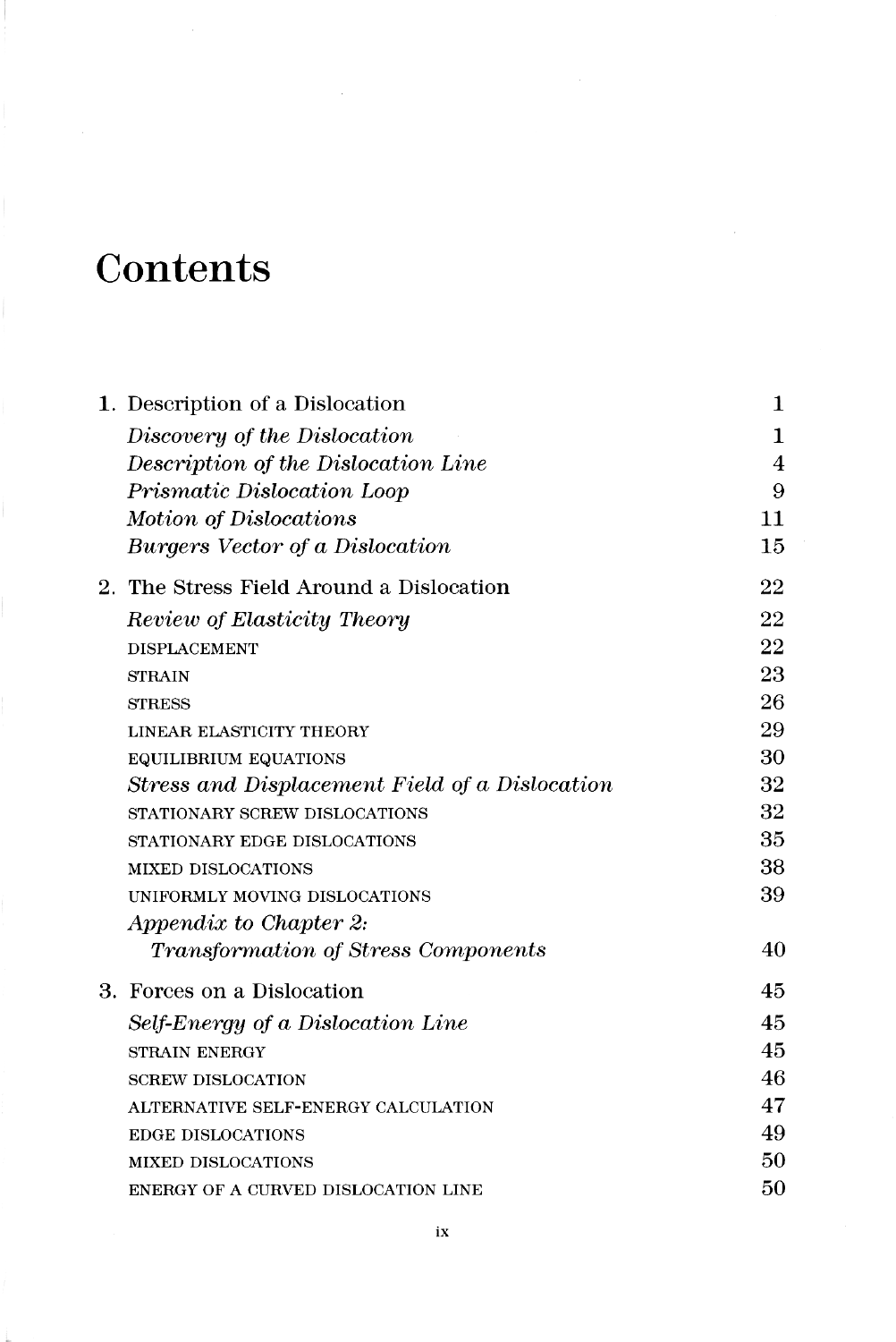# Contents

| | |
|---|---|
| 1. Description of a Dislocation | 1 |
| *Discovery of the Dislocation* | 1 |
| *Description of the Dislocation Line* | 4 |
| *Prismatic Dislocation Loop* | 9 |
| *Motion of Dislocations* | 11 |
| *Burgers Vector of a Dislocation* | 15 |
| 2. The Stress Field Around a Dislocation | 22 |
| *Review of Elasticity Theory* | 22 |
| DISPLACEMENT | 22 |
| STRAIN | 23 |
| STRESS | 26 |
| LINEAR ELASTICITY THEORY | 29 |
| EQUILIBRIUM EQUATIONS | 30 |
| *Stress and Displacement Field of a Dislocation* | 32 |
| STATIONARY SCREW DISLOCATIONS | 32 |
| STATIONARY EDGE DISLOCATIONS | 35 |
| MIXED DISLOCATIONS | 38 |
| UNIFORMLY MOVING DISLOCATIONS | 39 |
| *Appendix to Chapter 2: Transformation of Stress Components* | 40 |
| 3. Forces on a Dislocation | 45 |
| *Self-Energy of a Dislocation Line* | 45 |
| STRAIN ENERGY | 45 |
| SCREW DISLOCATION | 46 |
| ALTERNATIVE SELF-ENERGY CALCULATION | 47 |
| EDGE DISLOCATIONS | 49 |
| MIXED DISLOCATIONS | 50 |
| ENERGY OF A CURVED DISLOCATION LINE | 50 |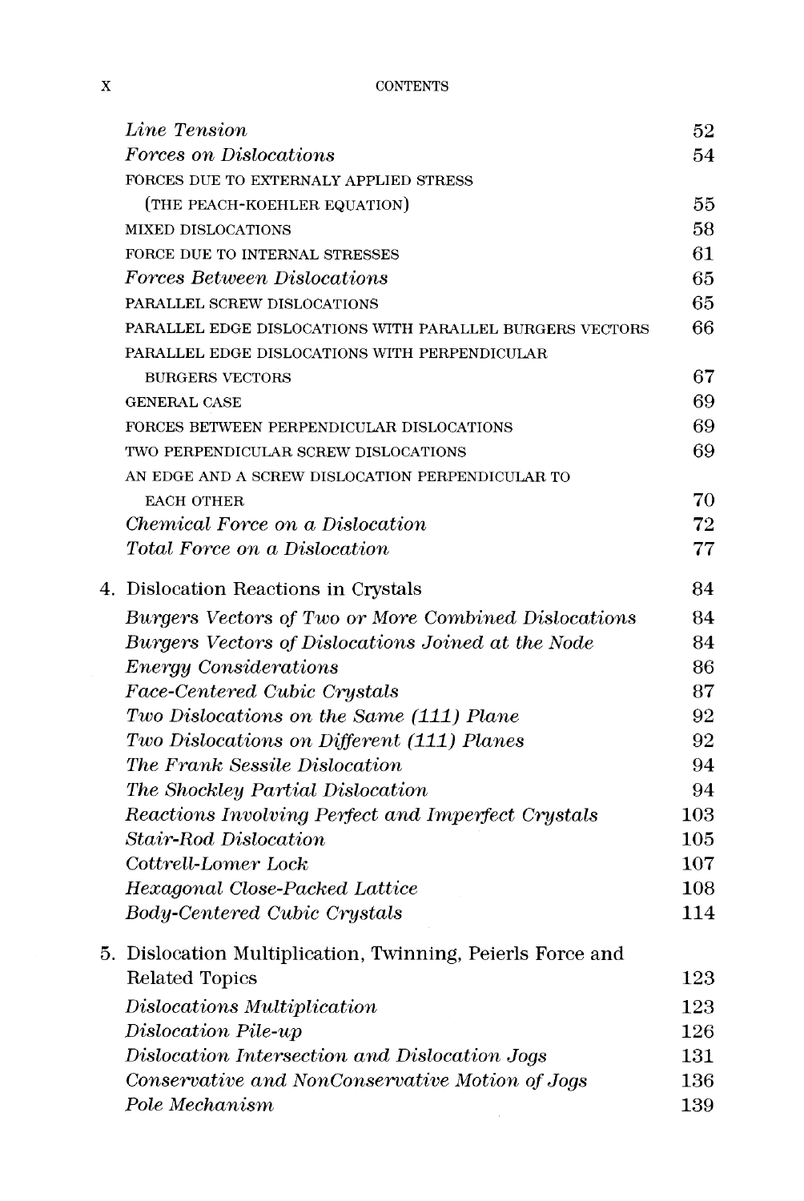*Line Tension* 52
*Forces on Dislocations* 54
FORCES DUE TO EXTERNALY APPLIED STRESS (THE PEACH-KOEHLER EQUATION) 55
MIXED DISLOCATIONS 58
FORCE DUE TO INTERNAL STRESSES 61
*Forces Between Dislocations* 65
PARALLEL SCREW DISLOCATIONS 65
PARALLEL EDGE DISLOCATIONS WITH PARALLEL BURGERS VECTORS 66
PARALLEL EDGE DISLOCATIONS WITH PERPENDICULAR BURGERS VECTORS 67
GENERAL CASE 69
FORCES BETWEEN PERPENDICULAR DISLOCATIONS 69
TWO PERPENDICULAR SCREW DISLOCATIONS 69
AN EDGE AND A SCREW DISLOCATION PERPENDICULAR TO EACH OTHER 70
*Chemical Force on a Dislocation* 72
*Total Force on a Dislocation* 77

4. Dislocation Reactions in Crystals 84
*Burgers Vectors of Two or More Combined Dislocations* 84
*Burgers Vectors of Dislocations Joined at the Node* 84
*Energy Considerations* 86
*Face-Centered Cubic Crystals* 87
*Two Dislocations on the Same (111) Plane* 92
*Two Dislocations on Different (111) Planes* 92
*The Frank Sessile Dislocation* 94
*The Shockley Partial Dislocation* 94
*Reactions Involving Perfect and Imperfect Crystals* 103
*Stair-Rod Dislocation* 105
*Cottrell-Lomer Lock* 107
*Hexagonal Close-Packed Lattice* 108
*Body-Centered Cubic Crystals* 114

5. Dislocation Multiplication, Twinning, Peierls Force and Related Topics 123
*Dislocations Multiplication* 123
*Dislocation Pile-up* 126
*Dislocation Intersection and Dislocation Jogs* 131
*Conservative and NonConservative Motion of Jogs* 136
*Pole Mechanism* 139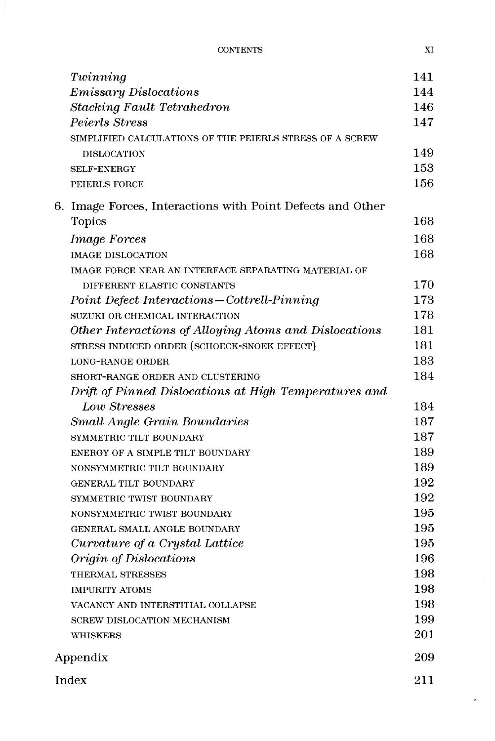| | |
|---|---|
| *Twinning* | 141 |
| *Emissary Dislocations* | 144 |
| *Stacking Fault Tetrahedron* | 146 |
| *Peierls Stress* | 147 |
| SIMPLIFIED CALCULATIONS OF THE PEIERLS STRESS OF A SCREW DISLOCATION | 149 |
| SELF-ENERGY | 153 |
| PEIERLS FORCE | 156 |
| 6. Image Forces, Interactions with Point Defects and Other Topics | 168 |
| *Image Forces* | 168 |
| IMAGE DISLOCATION | 168 |
| IMAGE FORCE NEAR AN INTERFACE SEPARATING MATERIAL OF DIFFERENT ELASTIC CONSTANTS | 170 |
| *Point Defect Interactions—Cottrell-Pinning* | 173 |
| SUZUKI OR CHEMICAL INTERACTION | 178 |
| *Other Interactions of Alloying Atoms and Dislocations* | 181 |
| STRESS INDUCED ORDER (SCHOECK-SNOEK EFFECT) | 181 |
| LONG-RANGE ORDER | 183 |
| SHORT-RANGE ORDER AND CLUSTERING | 184 |
| *Drift of Pinned Dislocations at High Temperatures and Low Stresses* | 184 |
| *Small Angle Grain Boundaries* | 187 |
| SYMMETRIC TILT BOUNDARY | 187 |
| ENERGY OF A SIMPLE TILT BOUNDARY | 189 |
| NONSYMMETRIC TILT BOUNDARY | 189 |
| GENERAL TILT BOUNDARY | 192 |
| SYMMETRIC TWIST BOUNDARY | 192 |
| NONSYMMETRIC TWIST BOUNDARY | 195 |
| GENERAL SMALL ANGLE BOUNDARY | 195 |
| *Curvature of a Crystal Lattice* | 195 |
| *Origin of Dislocations* | 196 |
| THERMAL STRESSES | 198 |
| IMPURITY ATOMS | 198 |
| VACANCY AND INTERSTITIAL COLLAPSE | 198 |
| SCREW DISLOCATION MECHANISM | 199 |
| WHISKERS | 201 |
| Appendix | 209 |
| Index | 211 |